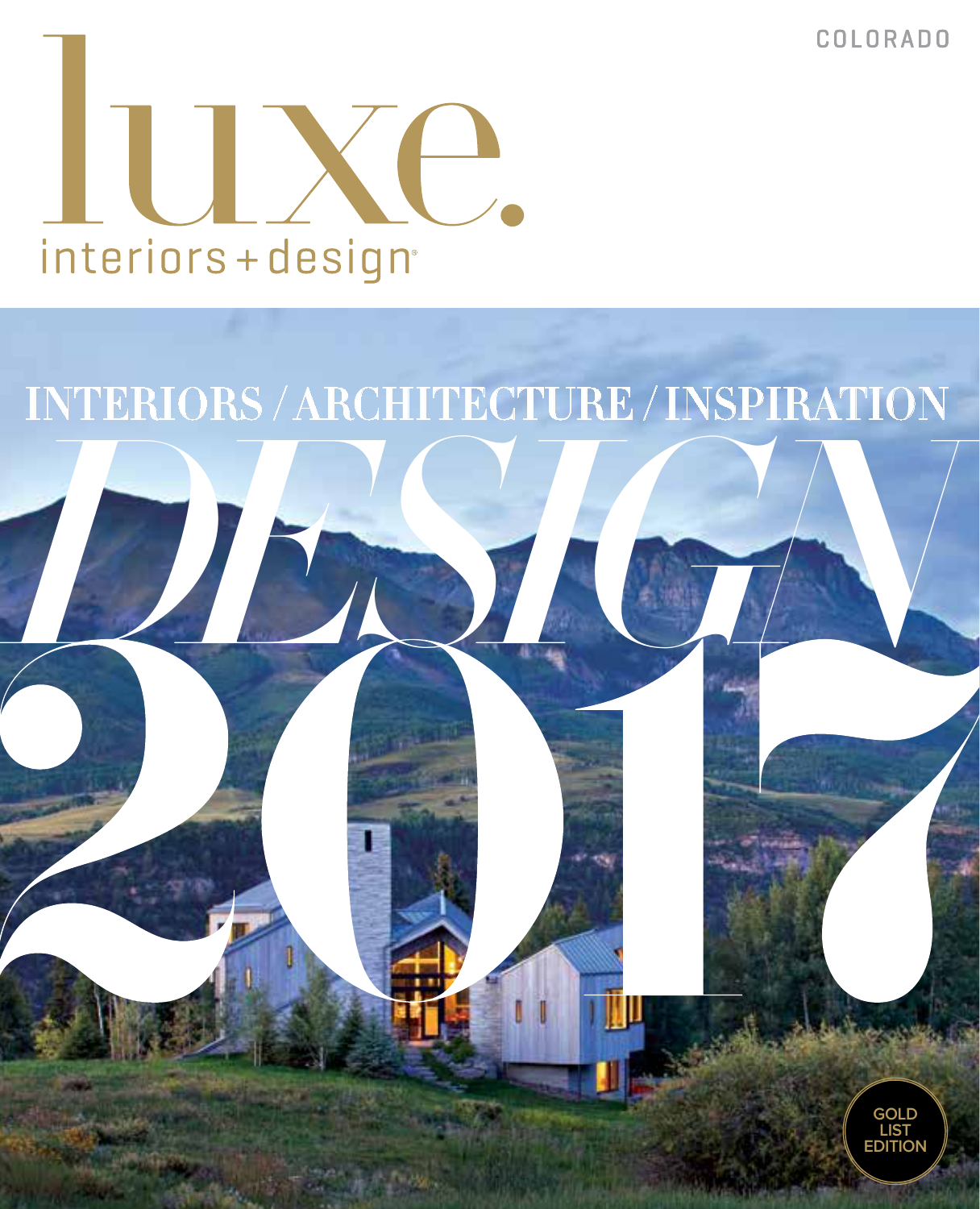COLORADO

# luxe.

interiors + design

INTERIORS / ARCHITECTURE / INSPIRATION

# DESIGN 2017

GOLD LIST EDITION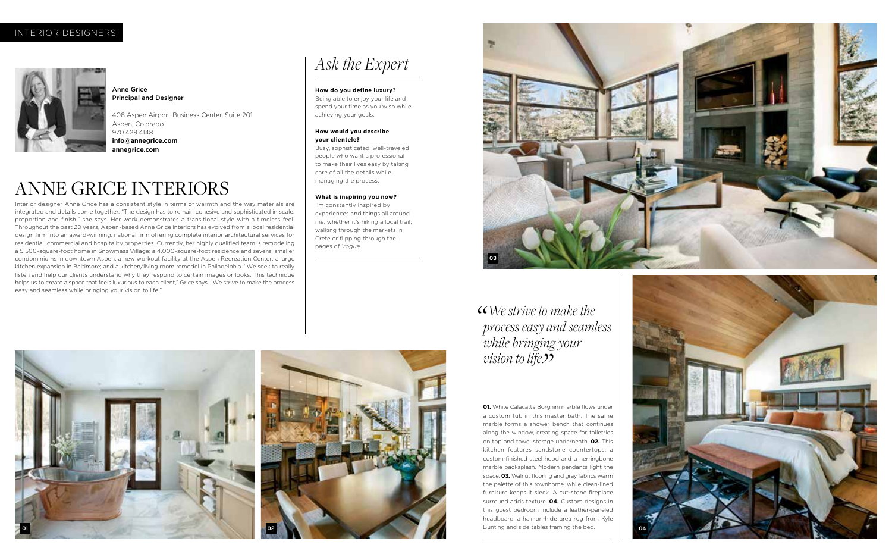INTERIOR DESIGNERS

**Anne Grice**
**Principal and Designer**

408 Aspen Airport Business Center, Suite 201
Aspen, Colorado
970.429.4148
**info@annegrice.com**
**annegrice.com**

# ANNE GRICE INTERIORS

Interior designer Anne Grice has a consistent style in terms of warmth and the way materials are integrated and details come together. "The design has to remain cohesive and sophisticated in scale, proportion and finish," she says. Her work demonstrates a transitional style with a timeless feel. Throughout the past 20 years, Aspen-based Anne Grice Interiors has evolved from a local residential design firm into an award-winning, national firm offering complete interior architectural services for residential, commercial and hospitality properties. Currently, her highly qualified team is remodeling a 5,500-square-foot home in Snowmass Village; a 4,000-square-foot residence and several smaller condominiums in downtown Aspen; a new workout facility at the Aspen Recreation Center; a large kitchen expansion in Baltimore; and a kitchen/living room remodel in Philadelphia. "We seek to really listen and help our clients understand why they respond to certain images or looks. This technique helps us to create a space that feels luxurious to each client," Grice says. "We strive to make the process easy and seamless while bringing your vision to life."

## *Ask the Expert*

**How do you define luxury?**
Being able to enjoy your life and spend your time as you wish while achieving your goals.

**How would you describe your clientele?**
Busy, sophisticated, well-traveled people who want a professional to make their lives easy by taking care of all the details while managing the process.

**What is inspiring you now?**
I'm constantly inspired by experiences and things all around me, whether it's hiking a local trail, walking through the markets in Crete or flipping through the pages of *Vogue*.

*"We strive to make the process easy and seamless while bringing your vision to life."*

**01.** White Calacatta Borghini marble flows under a custom tub in this master bath. The same marble forms a shower bench that continues along the window, creating space for toiletries on top and towel storage underneath. **02.** This kitchen features sandstone countertops, a custom-finished steel hood and a herringbone marble backsplash. Modern pendants light the space. **03.** Walnut flooring and gray fabrics warm the palette of this townhome, while clean-lined furniture keeps it sleek. A cut-stone fireplace surround adds texture. **04.** Custom designs in this guest bedroom include a leather-paneled headboard, a hair-on-hide area rug from Kyle Bunting and side tables framing the bed.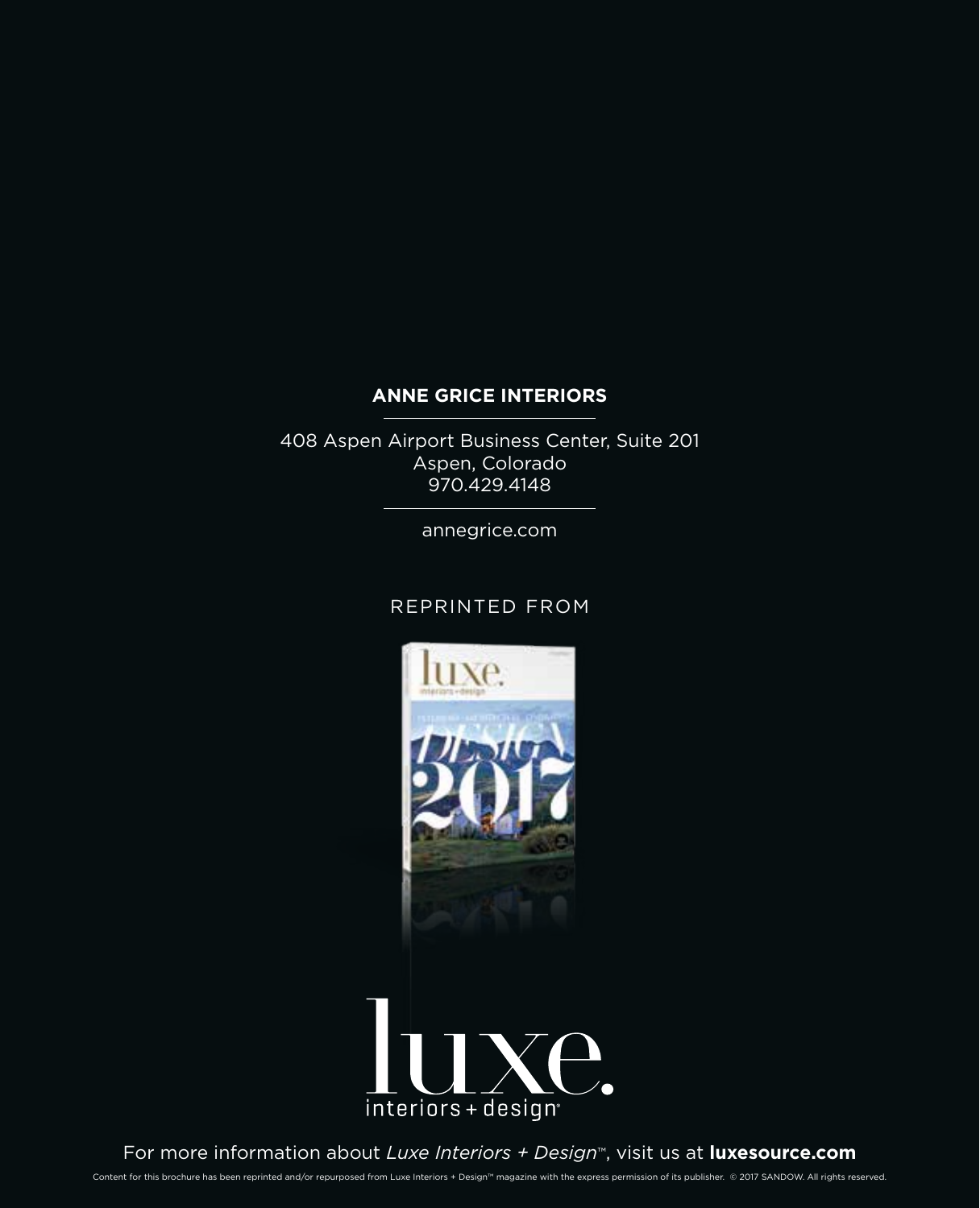**ANNE GRICE INTERIORS**

408 Aspen Airport Business Center, Suite 201
Aspen, Colorado
970.429.4148

annegrice.com

REPRINTED FROM

luxe.
interiors + design®

For more information about *Luxe Interiors + Design*™, visit us at **luxesource.com**

Content for this brochure has been reprinted and/or repurposed from Luxe Interiors + Design™ magazine with the express permission of its publisher. © 2017 SANDOW. All rights reserved.